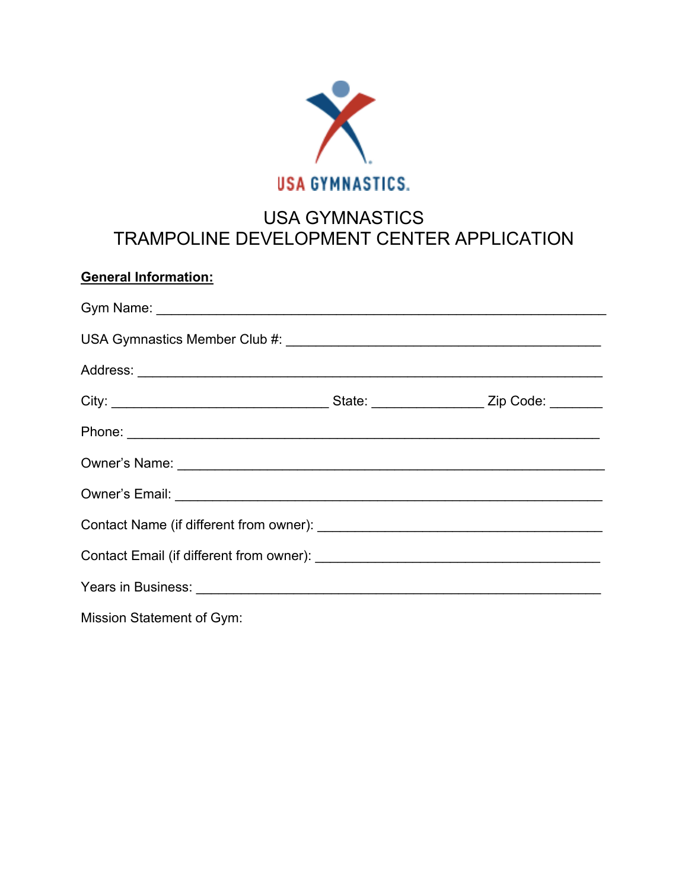USA GYMNASTICS.

# USA GYMNASTICS
# TRAMPOLINE DEVELOPMENT CENTER APPLICATION

**General Information:**

Gym Name: ___________________________________________________________

USA Gymnastics Member Club #: __________________________________________

Address: _____________________________________________________________

City: _____________________________ State: _______________ Zip Code: _______

Phone: ______________________________________________________________

Owner's Name: ________________________________________________________

Owner's Email: ________________________________________________________

Contact Name (if different from owner): ______________________________________

Contact Email (if different from owner): ______________________________________

Years in Business: _____________________________________________________

Mission Statement of Gym: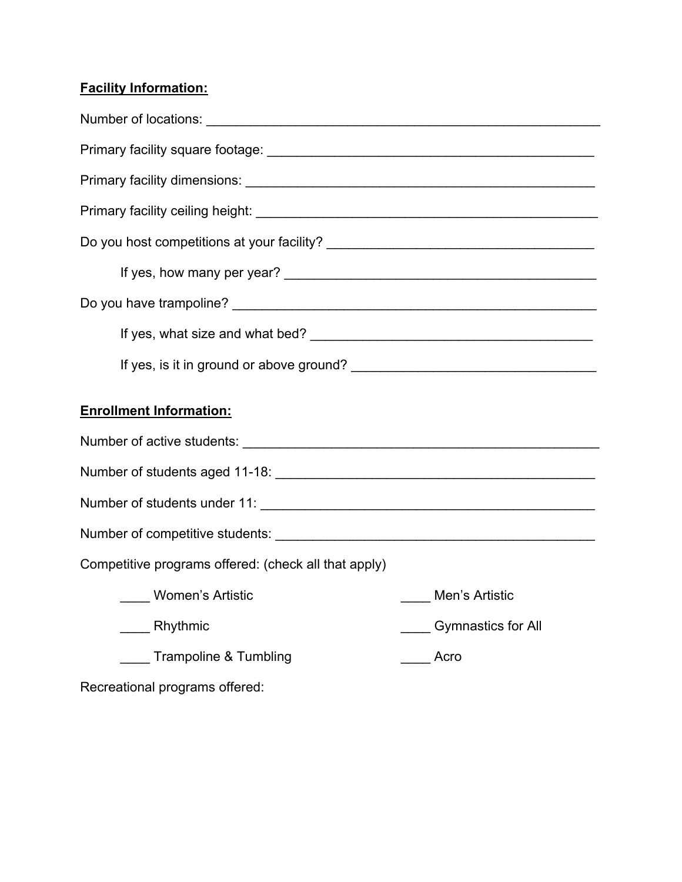**Facility Information:**

Number of locations: _______________________________________________________

Primary facility square footage: ______________________________________________

Primary facility dimensions: _________________________________________________

Primary facility ceiling height: _______________________________________________

Do you host competitions at your facility? _____________________________________

If yes, how many per year? ________________________________________

Do you have trampoline? ____________________________________________________

If yes, what size and what bed? _______________________________________

If yes, is it in ground or above ground? _________________________________

**Enrollment Information:**

Number of active students: ___________________________________________________

Number of students aged 11-18: ______________________________________________

Number of students under 11: ________________________________________________

Number of competitive students: ______________________________________________

Competitive programs offered: (check all that apply)

____ Women's Artistic

____ Men's Artistic

____ Rhythmic

____ Gymnastics for All

____ Trampoline & Tumbling

____ Acro

Recreational programs offered: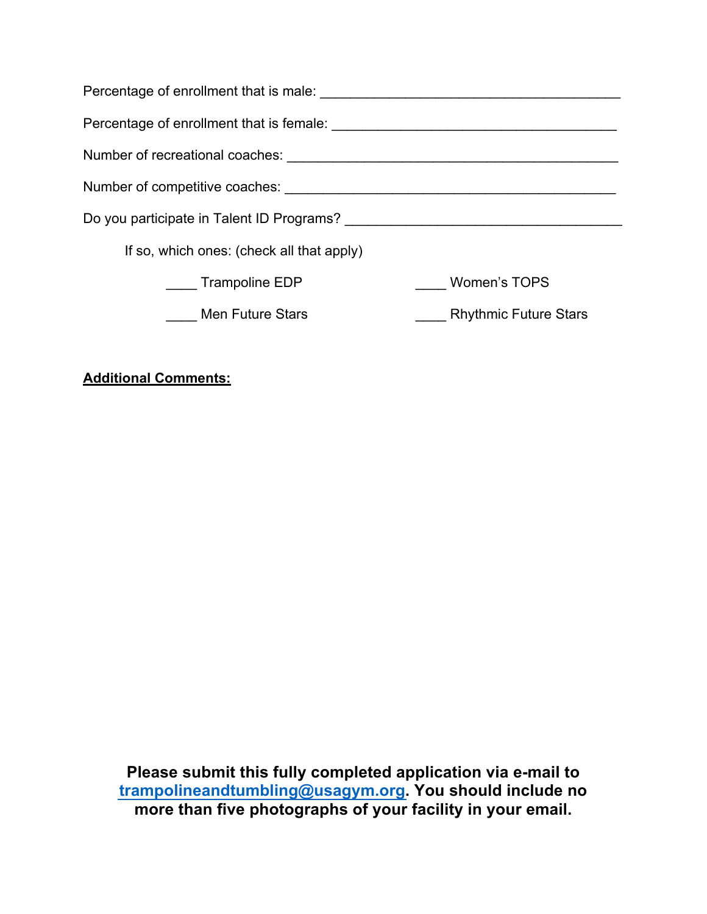Percentage of enrollment that is male: ________________________________________

Percentage of enrollment that is female: ______________________________________

Number of recreational coaches: ____________________________________________

Number of competitive coaches: ____________________________________________

Do you participate in Talent ID Programs? ____________________________________

If so, which ones: (check all that apply)

____ Trampoline EDP

____ Women's TOPS

____ Men Future Stars

____ Rhythmic Future Stars

**Additional Comments:**

**Please submit this fully completed application via e-mail to [trampolineandtumbling@usagym.org](mailto:trampolineandtumbling@usagym.org). You should include no more than five photographs of your facility in your email.**